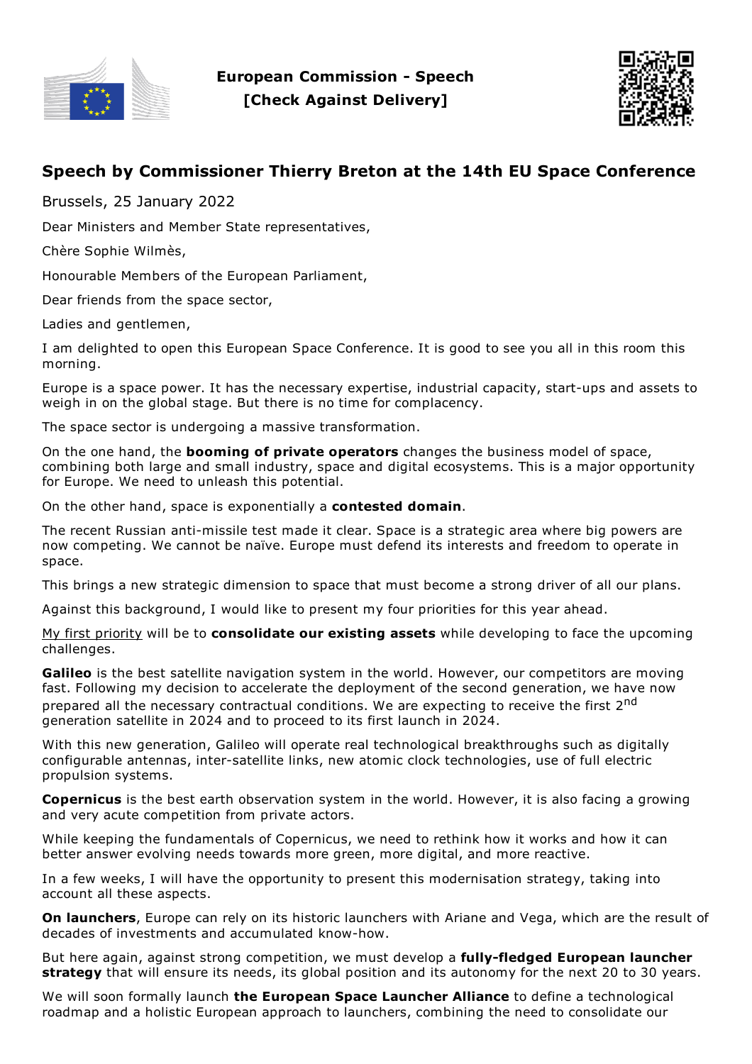European Commission - Speech
[Check Against Delivery]

## Speech by Commissioner Thierry Breton at the 14th EU Space Conference

Brussels, 25 January 2022

Dear Ministers and Member State representatives,

Chère Sophie Wilmès,

Honourable Members of the European Parliament,

Dear friends from the space sector,

Ladies and gentlemen,

I am delighted to open this European Space Conference. It is good to see you all in this room this morning.

Europe is a space power. It has the necessary expertise, industrial capacity, start-ups and assets to weigh in on the global stage. But there is no time for complacency.

The space sector is undergoing a massive transformation.

On the one hand, the **booming of private operators** changes the business model of space, combining both large and small industry, space and digital ecosystems. This is a major opportunity for Europe. We need to unleash this potential.

On the other hand, space is exponentially a **contested domain**.

The recent Russian anti-missile test made it clear. Space is a strategic area where big powers are now competing. We cannot be naïve. Europe must defend its interests and freedom to operate in space.

This brings a new strategic dimension to space that must become a strong driver of all our plans.

Against this background, I would like to present my four priorities for this year ahead.

My first priority will be to **consolidate our existing assets** while developing to face the upcoming challenges.

**Galileo** is the best satellite navigation system in the world. However, our competitors are moving fast. Following my decision to accelerate the deployment of the second generation, we have now prepared all the necessary contractual conditions. We are expecting to receive the first 2nd generation satellite in 2024 and to proceed to its first launch in 2024.

With this new generation, Galileo will operate real technological breakthroughs such as digitally configurable antennas, inter-satellite links, new atomic clock technologies, use of full electric propulsion systems.

**Copernicus** is the best earth observation system in the world. However, it is also facing a growing and very acute competition from private actors.

While keeping the fundamentals of Copernicus, we need to rethink how it works and how it can better answer evolving needs towards more green, more digital, and more reactive.

In a few weeks, I will have the opportunity to present this modernisation strategy, taking into account all these aspects.

**On launchers**, Europe can rely on its historic launchers with Ariane and Vega, which are the result of decades of investments and accumulated know-how.

But here again, against strong competition, we must develop a **fully-fledged European launcher strategy** that will ensure its needs, its global position and its autonomy for the next 20 to 30 years.

We will soon formally launch **the European Space Launcher Alliance** to define a technological roadmap and a holistic European approach to launchers, combining the need to consolidate our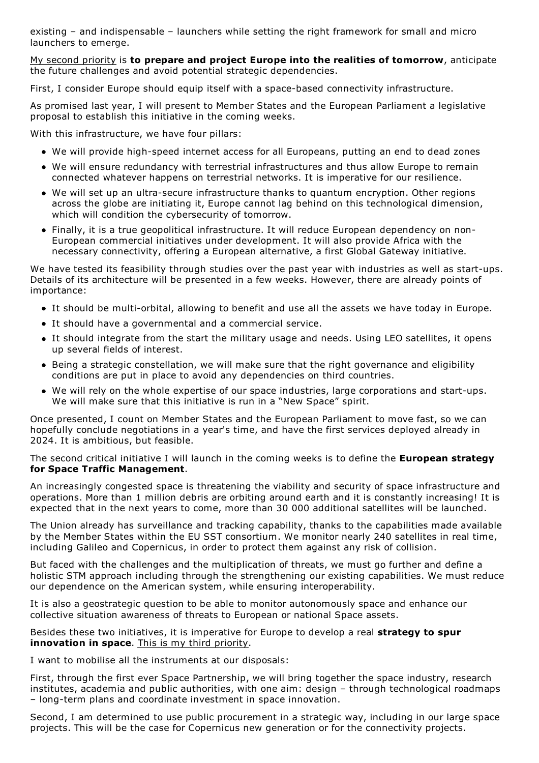existing – and indispensable – launchers while setting the right framework for small and micro launchers to emerge.

My second priority is **to prepare and project Europe into the realities of tomorrow**, anticipate the future challenges and avoid potential strategic dependencies.

First, I consider Europe should equip itself with a space-based connectivity infrastructure.

As promised last year, I will present to Member States and the European Parliament a legislative proposal to establish this initiative in the coming weeks.

With this infrastructure, we have four pillars:

- We will provide high-speed internet access for all Europeans, putting an end to dead zones
- We will ensure redundancy with terrestrial infrastructures and thus allow Europe to remain connected whatever happens on terrestrial networks. It is imperative for our resilience.
- We will set up an ultra-secure infrastructure thanks to quantum encryption. Other regions across the globe are initiating it, Europe cannot lag behind on this technological dimension, which will condition the cybersecurity of tomorrow.
- Finally, it is a true geopolitical infrastructure. It will reduce European dependency on non-European commercial initiatives under development. It will also provide Africa with the necessary connectivity, offering a European alternative, a first Global Gateway initiative.

We have tested its feasibility through studies over the past year with industries as well as start-ups. Details of its architecture will be presented in a few weeks. However, there are already points of importance:

- It should be multi-orbital, allowing to benefit and use all the assets we have today in Europe.
- It should have a governmental and a commercial service.
- It should integrate from the start the military usage and needs. Using LEO satellites, it opens up several fields of interest.
- Being a strategic constellation, we will make sure that the right governance and eligibility conditions are put in place to avoid any dependencies on third countries.
- We will rely on the whole expertise of our space industries, large corporations and start-ups. We will make sure that this initiative is run in a "New Space" spirit.

Once presented, I count on Member States and the European Parliament to move fast, so we can hopefully conclude negotiations in a year's time, and have the first services deployed already in 2024. It is ambitious, but feasible.

The second critical initiative I will launch in the coming weeks is to define the **European strategy for Space Traffic Management**.

An increasingly congested space is threatening the viability and security of space infrastructure and operations. More than 1 million debris are orbiting around earth and it is constantly increasing! It is expected that in the next years to come, more than 30 000 additional satellites will be launched.

The Union already has surveillance and tracking capability, thanks to the capabilities made available by the Member States within the EU SST consortium. We monitor nearly 240 satellites in real time, including Galileo and Copernicus, in order to protect them against any risk of collision.

But faced with the challenges and the multiplication of threats, we must go further and define a holistic STM approach including through the strengthening our existing capabilities. We must reduce our dependence on the American system, while ensuring interoperability.

It is also a geostrategic question to be able to monitor autonomously space and enhance our collective situation awareness of threats to European or national Space assets.

Besides these two initiatives, it is imperative for Europe to develop a real **strategy to spur innovation in space**. This is my third priority.

I want to mobilise all the instruments at our disposals:

First, through the first ever Space Partnership, we will bring together the space industry, research institutes, academia and public authorities, with one aim: design – through technological roadmaps – long-term plans and coordinate investment in space innovation.

Second, I am determined to use public procurement in a strategic way, including in our large space projects. This will be the case for Copernicus new generation or for the connectivity projects.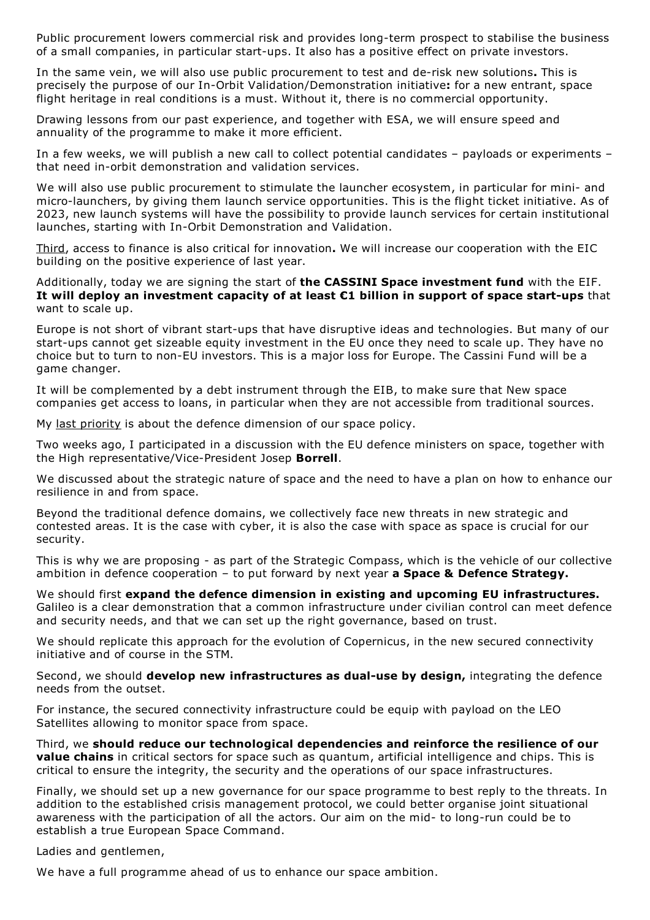Public procurement lowers commercial risk and provides long-term prospect to stabilise the business of a small companies, in particular start-ups. It also has a positive effect on private investors.

In the same vein, we will also use public procurement to test and de-risk new solutions**.** This is precisely the purpose of our In-Orbit Validation/Demonstration initiative**:** for a new entrant, space flight heritage in real conditions is a must. Without it, there is no commercial opportunity.

Drawing lessons from our past experience, and together with ESA, we will ensure speed and annuality of the programme to make it more efficient.

In a few weeks, we will publish a new call to collect potential candidates – payloads or experiments – that need in-orbit demonstration and validation services.

We will also use public procurement to stimulate the launcher ecosystem, in particular for mini- and micro-launchers, by giving them launch service opportunities. This is the flight ticket initiative. As of 2023, new launch systems will have the possibility to provide launch services for certain institutional launches, starting with In-Orbit Demonstration and Validation.

<u>Third</u>, access to finance is also critical for innovation**.** We will increase our cooperation with the EIC building on the positive experience of last year.

Additionally, today we are signing the start of **the CASSINI Space investment fund** with the EIF. **It will deploy an investment capacity of at least €1 billion in support of space start-ups** that want to scale up.

Europe is not short of vibrant start-ups that have disruptive ideas and technologies. But many of our start-ups cannot get sizeable equity investment in the EU once they need to scale up. They have no choice but to turn to non-EU investors. This is a major loss for Europe. The Cassini Fund will be a game changer.

It will be complemented by a debt instrument through the EIB, to make sure that New space companies get access to loans, in particular when they are not accessible from traditional sources.

My <u>last priority</u> is about the defence dimension of our space policy.

Two weeks ago, I participated in a discussion with the EU defence ministers on space, together with the High representative/Vice-President Josep **Borrell**.

We discussed about the strategic nature of space and the need to have a plan on how to enhance our resilience in and from space.

Beyond the traditional defence domains, we collectively face new threats in new strategic and contested areas. It is the case with cyber, it is also the case with space as space is crucial for our security.

This is why we are proposing - as part of the Strategic Compass, which is the vehicle of our collective ambition in defence cooperation – to put forward by next year **a Space & Defence Strategy.**

We should first **expand the defence dimension in existing and upcoming EU infrastructures.** Galileo is a clear demonstration that a common infrastructure under civilian control can meet defence and security needs, and that we can set up the right governance, based on trust.

We should replicate this approach for the evolution of Copernicus, in the new secured connectivity initiative and of course in the STM.

Second, we should **develop new infrastructures as dual-use by design,** integrating the defence needs from the outset.

For instance, the secured connectivity infrastructure could be equip with payload on the LEO Satellites allowing to monitor space from space.

Third, we **should reduce our technological dependencies and reinforce the resilience of our value chains** in critical sectors for space such as quantum, artificial intelligence and chips. This is critical to ensure the integrity, the security and the operations of our space infrastructures.

Finally, we should set up a new governance for our space programme to best reply to the threats. In addition to the established crisis management protocol, we could better organise joint situational awareness with the participation of all the actors. Our aim on the mid- to long-run could be to establish a true European Space Command.

Ladies and gentlemen,

We have a full programme ahead of us to enhance our space ambition.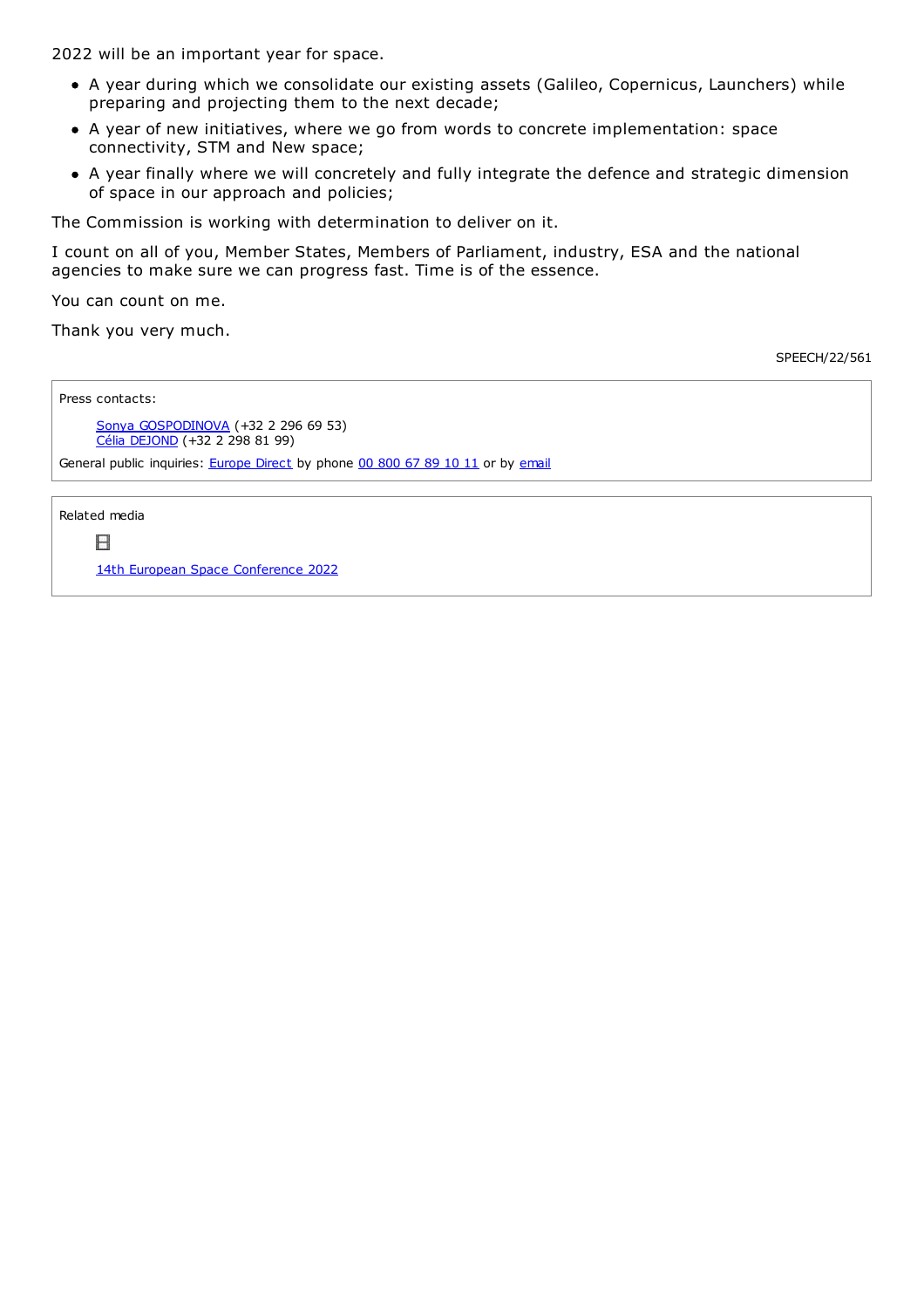2022 will be an important year for space.

- A year during which we consolidate our existing assets (Galileo, Copernicus, Launchers) while preparing and projecting them to the next decade;
- A year of new initiatives, where we go from words to concrete implementation: space connectivity, STM and New space;
- A year finally where we will concretely and fully integrate the defence and strategic dimension of space in our approach and policies;

The Commission is working with determination to deliver on it.

I count on all of you, Member States, Members of Parliament, industry, ESA and the national agencies to make sure we can progress fast. Time is of the essence.

You can count on me.

Thank you very much.

SPEECH/22/561

Press contacts:

Sonya GOSPODINOVA (+32 2 296 69 53)
Célia DEJOND (+32 2 298 81 99)

General public inquiries: Europe Direct by phone 00 800 67 89 10 11 or by email

Related media

14th European Space Conference 2022